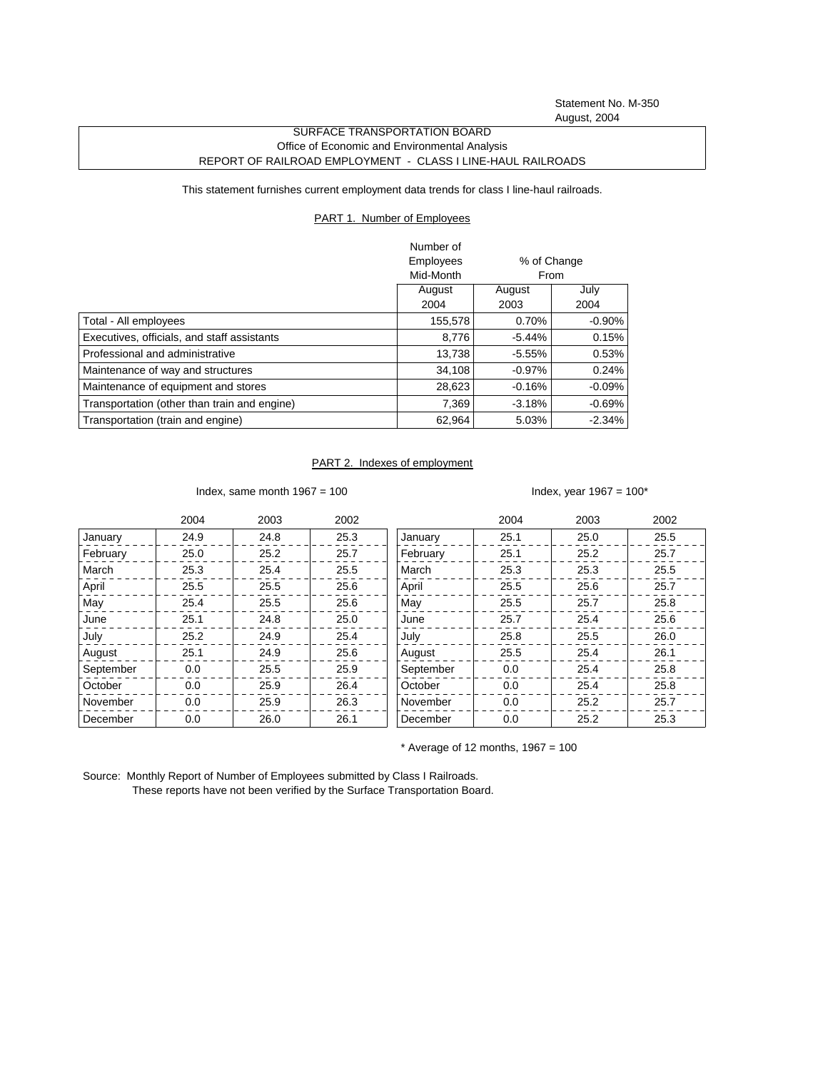Statement No. M-350
August, 2004

SURFACE TRANSPORTATION BOARD
Office of Economic and Environmental Analysis
REPORT OF RAILROAD EMPLOYMENT - CLASS I LINE-HAUL RAILROADS

This statement furnishes current employment data trends for class I line-haul railroads.

## PART 1. Number of Employees

| | Number of Employees Mid-Month | % of Change From | |
|---|---|---|---|
| | August 2004 | August 2003 | July 2004 |
| Total - All employees | 155,578 | 0.70% | -0.90% |
| Executives, officials, and staff assistants | 8,776 | -5.44% | 0.15% |
| Professional and administrative | 13,738 | -5.55% | 0.53% |
| Maintenance of way and structures | 34,108 | -0.97% | 0.24% |
| Maintenance of equipment and stores | 28,623 | -0.16% | -0.09% |
| Transportation (other than train and engine) | 7,369 | -3.18% | -0.69% |
| Transportation (train and engine) | 62,964 | 5.03% | -2.34% |

## PART 2. Indexes of employment

Index, same month 1967 = 100

| | 2004 | 2003 | 2002 |
|---|---|---|---|
| January | 24.9 | 24.8 | 25.3 |
| February | 25.0 | 25.2 | 25.7 |
| March | 25.3 | 25.4 | 25.5 |
| April | 25.5 | 25.5 | 25.6 |
| May | 25.4 | 25.5 | 25.6 |
| June | 25.1 | 24.8 | 25.0 |
| July | 25.2 | 24.9 | 25.4 |
| August | 25.1 | 24.9 | 25.6 |
| September | 0.0 | 25.5 | 25.9 |
| October | 0.0 | 25.9 | 26.4 |
| November | 0.0 | 25.9 | 26.3 |
| December | 0.0 | 26.0 | 26.1 |

Index, year 1967 = 100*

| | 2004 | 2003 | 2002 |
|---|---|---|---|
| January | 25.1 | 25.0 | 25.5 |
| February | 25.1 | 25.2 | 25.7 |
| March | 25.3 | 25.3 | 25.5 |
| April | 25.5 | 25.6 | 25.7 |
| May | 25.5 | 25.7 | 25.8 |
| June | 25.7 | 25.4 | 25.6 |
| July | 25.8 | 25.5 | 26.0 |
| August | 25.5 | 25.4 | 26.1 |
| September | 0.0 | 25.4 | 25.8 |
| October | 0.0 | 25.4 | 25.8 |
| November | 0.0 | 25.2 | 25.7 |
| December | 0.0 | 25.2 | 25.3 |

* Average of 12 months, 1967 = 100

Source: Monthly Report of Number of Employees submitted by Class I Railroads.
These reports have not been verified by the Surface Transportation Board.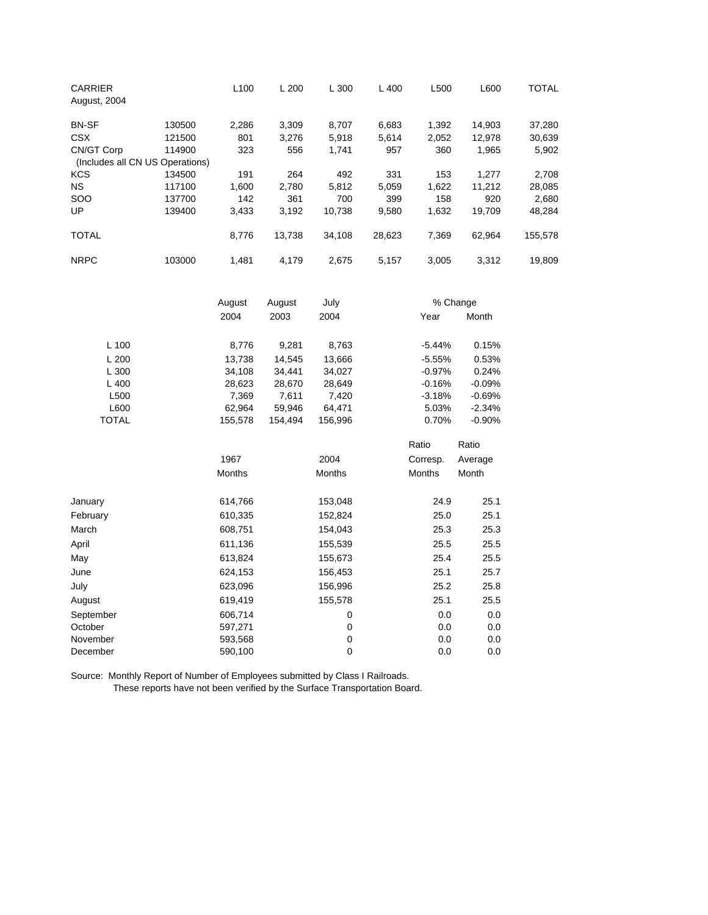| CARRIER August, 2004 | | L100 | L 200 | L 300 | L 400 | L500 | L600 | TOTAL |
|---|---|---|---|---|---|---|---|---|
| BN-SF | 130500 | 2,286 | 3,309 | 8,707 | 6,683 | 1,392 | 14,903 | 37,280 |
| CSX | 121500 | 801 | 3,276 | 5,918 | 5,614 | 2,052 | 12,978 | 30,639 |
| CN/GT Corp (Includes all CN US Operations) | 114900 | 323 | 556 | 1,741 | 957 | 360 | 1,965 | 5,902 |
| KCS | 134500 | 191 | 264 | 492 | 331 | 153 | 1,277 | 2,708 |
| NS | 117100 | 1,600 | 2,780 | 5,812 | 5,059 | 1,622 | 11,212 | 28,085 |
| SOO | 137700 | 142 | 361 | 700 | 399 | 158 | 920 | 2,680 |
| UP | 139400 | 3,433 | 3,192 | 10,738 | 9,580 | 1,632 | 19,709 | 48,284 |
| TOTAL | | 8,776 | 13,738 | 34,108 | 28,623 | 7,369 | 62,964 | 155,578 |
| NRPC | 103000 | 1,481 | 4,179 | 2,675 | 5,157 | 3,005 | 3,312 | 19,809 |

| | August 2004 | August 2003 | July 2004 | % Change Year | % Change Month |
|---|---|---|---|---|---|
| L 100 | 8,776 | 9,281 | 8,763 | -5.44% | 0.15% |
| L 200 | 13,738 | 14,545 | 13,666 | -5.55% | 0.53% |
| L 300 | 34,108 | 34,441 | 34,027 | -0.97% | 0.24% |
| L 400 | 28,623 | 28,670 | 28,649 | -0.16% | -0.09% |
| L500 | 7,369 | 7,611 | 7,420 | -3.18% | -0.69% |
| L600 | 62,964 | 59,946 | 64,471 | 5.03% | -2.34% |
| TOTAL | 155,578 | 154,494 | 156,996 | 0.70% | -0.90% |

| | 1967 Months | 2004 Months | Ratio Corresp. Months | Ratio Average Month |
|---|---|---|---|---|
| January | 614,766 | 153,048 | 24.9 | 25.1 |
| February | 610,335 | 152,824 | 25.0 | 25.1 |
| March | 608,751 | 154,043 | 25.3 | 25.3 |
| April | 611,136 | 155,539 | 25.5 | 25.5 |
| May | 613,824 | 155,673 | 25.4 | 25.5 |
| June | 624,153 | 156,453 | 25.1 | 25.7 |
| July | 623,096 | 156,996 | 25.2 | 25.8 |
| August | 619,419 | 155,578 | 25.1 | 25.5 |
| September | 606,714 | 0 | 0.0 | 0.0 |
| October | 597,271 | 0 | 0.0 | 0.0 |
| November | 593,568 | 0 | 0.0 | 0.0 |
| December | 590,100 | 0 | 0.0 | 0.0 |

Source: Monthly Report of Number of Employees submitted by Class I Railroads.
These reports have not been verified by the Surface Transportation Board.